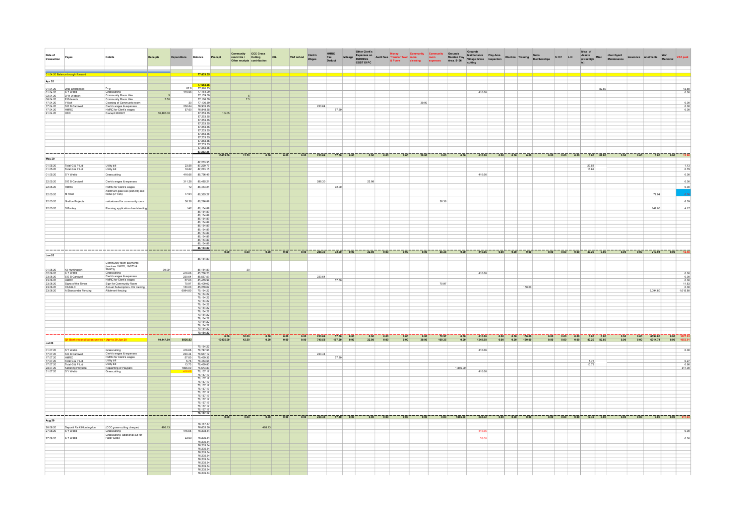| Date of transaction | Payee | Details | Receipts | Expenditure | Balance | Precept | Community room hire / Other receipts | CCC Grass Cutting contribution | CIL | VAT refund | Clerk's Wages | HMRC Tax Deduct | Mileage | Other Clerk's Expenses on RUNNING COST OF PC | Audit fees | Money Transfer Town & Poors | Community room cleaning | Community room expenses | Grounds Mainten Play Area, S106 | Grounds Maintenance Village Grass cutting | Play Area Inspection | Election | Training | Subs. Memberships | S.137 | LHI | Misc of Assets (streetlights) | Misc | churchyard Maintenance | Insurance | Allotments | War Memorial | VAT paid |
|---|---|---|---|---|---|---|---|---|---|---|---|---|---|---|---|---|---|---|---|---|---|---|---|---|---|---|---|---|---|---|---|---|---|
| 01.04.20 Balance brought forward | | | | | 77,653.55 | | | | | | | | | | | | | | | | | | | | | | | | | | | | |
| **Apr 20** | | | | | | | | | | | | | | | | | | | | | | | | | | | | | | | | | |
| | | | | | 77,653.55 | | | | | | | | | | | | | | | | | | | | | | | | | | | | |
| 01.04.20 | JRB Enterprises | Dog | | 82.8 | 77,570.75 | | | | | | | | | | | | | | | | | | | | | | | 82.80 | | | | | 13.80 |
| 01.04.20 | S Y Webb | Grasscutting | | 416.66 | 77,154.09 | | | | | | | | | | | | | | | 416.66 | | | | | | | | | | | | | 0.00 |
| 02.04.20 | D W Watson | Community Room Hire | 5 | | 77,159.09 | | 5 | | | | | | | | | | | | | | | | | | | | | | | | | | |
| 06.04.20 | E Edwards | Community Room Hire | 7.50 | | 77,166.59 | | 7.5 | | | | | | | | | | | | | | | | | | | | | | | | | | |
| 17.04.20 | Y Kail | Cleaning of Community room | | 30 | 77,136.59 | | | | | | | | | | | | 30.00 | | | | | | | | | | | | | | | | 0.00 |
| 17.04.20 | S E B Cardwell | Clerk's wages & expenses | | 230.64 | 76,905.95 | | | | | | 230.64 | | | | | | | | | | | | | | | | | | | | | | 0.00 |
| 17.04.20 | HMRC | HMRC for Clerk's wages | | 57.60 | 76,848.35 | | | | | | | 57.60 | | | | | | | | | | | | | | | | | | | | | 0.00 |
| 21.04.20 | HDC | Precept 2020/21 | 10,405.00 | | 87,253.35 | 10405 | | | | | | | | | | | | | | | | | | | | | | | | | | | |
| | | | | | 87,253.35 | 10405.00 | 12.50 | 0.00 | 0.00 | 0.00 | 230.64 | 57.60 | 0.00 | 0.00 | 0.00 | 0.00 | 30.00 | 0.00 | 0.00 | 416.66 | 0.00 | 0.00 | 0.00 | 0.00 | 0.00 | 0.00 | 0.00 | 82.80 | 0.00 | 0.00 | 0.00 | 0.00 | 13.80 |
| **May 20** | | | | | | | | | | | | | | | | | | | | | | | | | | | | | | | | | |
| | | | | | 87,253.35 | | | | | | | | | | | | | | | | | | | | | | | | | | | | |
| 01.05.20 | Total G & P Ltd | Utility bill | | 23.58 | 87,229.77 | | | | | | | | | | | | | | | | | | | | | | 23.58 | | | | | | 1.13 |
| 01.05.20 | Total G & P Ltd | Utility bill | | 16.62 | 87,213.15 | | | | | | | | | | | | | | | | | | | | | | 16.62 | | | | | | 0.79 |
| 01.05.20 | S Y Webb | Grasscutting | | 416.66 | 86,796.49 | | | | | | | | | | | | | | | 416.66 | | | | | | | | | | | | | 0.00 |
| 22.05.20 | S E B Cardwell | Clerk's wages & expenses | | 311.28 | 86,485.21 | | | | | | 288.30 | | | 22.98 | | | | | | | | | | | | | | | | | | | 0.00 |
| 22.05.20 | HMRC | HMRC for Clerk's wages | | 72 | 86,413.21 | | | | | | | 72.00 | | | | | | | | | | | | | | | | | | | | | 0.00 |
| 22.05.20 | M Frain | Allotment gate lock (£65.98) and twine (£11.96) | | 77.94 | 86,335.27 | | | | | | | | | | | | | | | | | | | | | | | | | | 77.94 | | |
| 22.05.20 | Grafton Projects | noticeboard for community room | | 38.38 | 86,296.89 | | | | | | | | | | | | | 38.38 | | | | | | | | | | | | | | | 6.39 |
| 22.05.20 | S Parfrey | Planning application- hardstanding | | 142 | 86,154.89 | | | | | | | | | | | | | | | | | | | | | | | | | | 142.00 | | 4.17 |
| | | | | | 86,154.89 | 0.00 | 0.00 | 0.00 | 0.00 | 0.00 | 288.30 | 72.00 | 0.00 | 22.98 | 0.00 | 0.00 | 0.00 | 38.38 | 0.00 | 416.66 | 0.00 | 0.00 | 0.00 | 0.00 | 0.00 | 0.00 | 40.20 | 0.00 | 0.00 | 0.00 | 219.94 | 0.00 | 12.48 |
| **Jun 20** | | | | | | | | | | | | | | | | | | | | | | | | | | | | | | | | | |
| | | | | | 86,154.89 | | | | | | | | | | | | | | | | | | | | | | | | | | | | |
| 01.06.20 | 43 Huntingdon | Community room payments (invoices 19/070, 19/073 & 20/003) | 30.00 | | 86,184.89 | | 30 | | | | | | | | | | | | | | | | | | | | | | | | | | |
| 02.06.20 | S Y Webb | Grasscutting | | 416.66 | 85,768.23 | | | | | | | | | | | | | | | 416.66 | | | | | | | | | | | | | |
| 23.06.20 | S E B Cardwell | Clerk's wages & expenses | | 230.64 | 85,537.59 | | | | | | 230.64 | | | | | | | | | | | | | | | | | | | | | | 0.00 |
| 23.06.20 | HMRC | HMRC for Clerk's wages | | 57.60 | 85,479.99 | | | | | | | 57.60 | | | | | | | | | | | | | | | | | | | | | 0.00 |
| 23.06.20 | Signs of the Times | Sign for Community Room | | 70.97 | 85,409.02 | | | | | | | | | | | | | 70.97 | | | | | | | | | | | | | | | 11.83 |
| 23.06.20 | CAPALC | Annual Subscription- Cllr training | | 150.00 | 85,259.02 | | | | | | | | | | | | | | | | | | 150.00 | | | | | | | | | | 0.00 |
| 23.06.20 | A Stancombe Fencing | Allotment fencing | | 6094.80 | 79,164.22 | | | | | | | | | | | | | | | | | | | | | | | | | | 6,094.80 | | 1,015.80 |
| | | | | | 79,164.22 | 0.00 | 30.00 | 0.00 | 0.00 | 0.00 | 230.64 | 57.60 | 0.00 | 0.00 | 0.00 | 0.00 | 0.00 | 70.97 | 0.00 | 416.66 | 0.00 | 0.00 | 150.00 | 0.00 | 0.00 | 0.00 | 0.00 | 0.00 | 0.00 | 0.00 | 6094.80 | 0.00 | 1027.63 |
| **Q1 Bank reconciliation carried f Apr to 30 Jun 20** | | | 10,447.50 | 8926.83 | | 10405.00 | 42.50 | 0.00 | 0.00 | 0.00 | 749.58 | 187.20 | 0.00 | 22.98 | 0.00 | 0.00 | 30.00 | 109.35 | 0.00 | 1249.98 | 0.00 | 0.00 | 150.00 | 0.00 | 0.00 | 0.00 | 40.20 | 82.80 | 0.00 | 0.00 | 6314.74 | 0.00 | 1053.91 |
| **Jul 20** | | | | | | | | | | | | | | | | | | | | | | | | | | | | | | | | | |
| | | | | | 79,164.22 | | | | | | | | | | | | | | | | | | | | | | | | | | | | |
| 01.07.20 | S Y Webb | Grasscutting | | 416.66 | 78,747.56 | | | | | | | | | | | | | | | 416.66 | | | | | | | | | | | | | 0.00 |
| 17.07.20 | S E B Cardwell | Clerk's wages & expenses | | 230.44 | 78,517.12 | | | | | | 230.44 | | | | | | | | | | | | | | | | | | | | | | |
| 17.07.20 | HMRC | HMRC for Clerk's wages | | 57.80 | 78,459.32 | | | | | | | 57.80 | | | | | | | | | | | | | | | | | | | | | |
| 17.07.20 | Total G & P Ltd | Utility bill | | 5.76 | 78,453.56 | | | | | | | | | | | | | | | | | | | | | | 5.76 | | | | | | 0.27 |
| 17.07.20 | Total G & P Ltd | Utility bill | | 13.73 | 78,439.83 | | | | | | | | | | | | | | | | | | | | | | 13.73 | | | | | | 0.66 |
| 28.07.20 | Kettering Playsafe | Repainting of Playpark | | 1866.00 | 76,573.83 | | | | | | | | | | | | | | 1,866.00 | | | | | | | | | | | | | | 311.00 |
| 31.07.20 | S Y Webb | Grasscutting | | 416.66 | 76,157.17 | | | | | | | | | | | | | | | 416.66 | | | | | | | | | | | | | |
| | | | | | 76,157.17 | 0.00 | 0.00 | 0.00 | 0.00 | 0.00 | 230.44 | 57.80 | 0.00 | 0.00 | 0.00 | 0.00 | 0.00 | 0.00 | 1866.00 | 833.32 | 0.00 | 0.00 | 0.00 | 0.00 | 0.00 | 0.00 | 19.49 | 0.00 | 0.00 | 0.00 | 0.00 | 0.00 | 311.93 |
| **Aug 20** | | | | | | | | | | | | | | | | | | | | | | | | | | | | | | | | | |
| | | | | | 76,157.17 | | | | | | | | | | | | | | | | | | | | | | | | | | | | |
| 20.08.20 | Deposit Re 43Huntingdon | (CCC grass-cutting cheque) | 498.13 | | 76,655.30 | | | 498.13 | | | | | | | | | | | | | | | | | | | | | | | | | |
| 27.08.20 | S Y Webb | Grasscutting | | 416.66 | 76,238.64 | | | | | | | | | | | | | | | 416.66 | | | | | | | | | | | | | 0.00 |
| 27.08.20 | S Y Webb | Grasscutting- additional cut for Fuller Close | | 33.00 | 76,205.64 | | | | | | | | | | | | | | | 33.00 | | | | | | | | | | | | | 0.00 |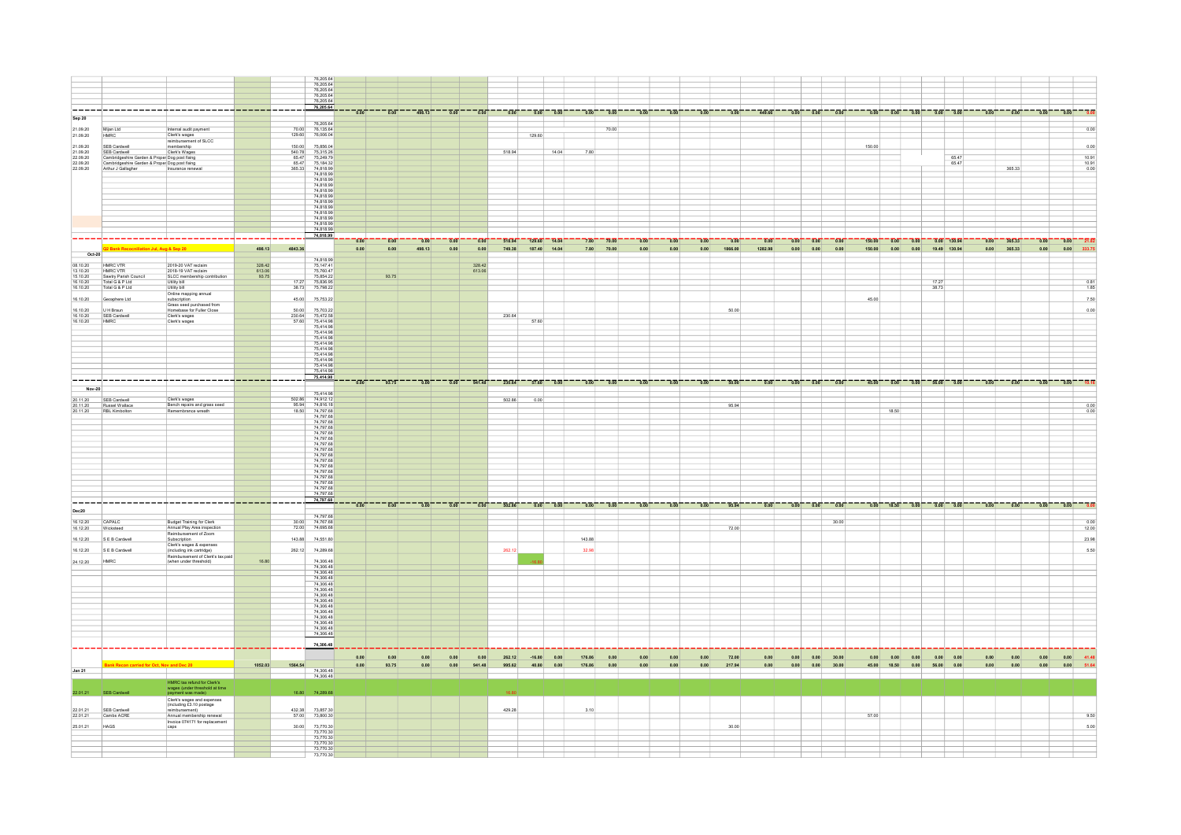| | | | | | | | | | | | | | | | | | | | | | | | | | | | | | | | | | |
|---|---|---|---|---|---|---|---|---|---|---|---|---|---|---|---|---|---|---|---|---|---|---|---|---|---|---|---|---|---|---|---|---|---|
| | | | | | 76,205.64 | | | | | | | | | | | | | | | | | | | | | | | | | | | | |
| | | | | | 76,205.64 | 0.00 | 0.00 | 495.13 | 0.00 | 0.00 | 0.00 | 0.00 | 0.00 | 0.00 | 0.00 | 0.00 | 0.00 | 0.00 | 0.00 | 440.00 | 0.00 | 0.00 | 0.00 | 0.00 | 0.00 | 0.00 | 0.00 | 0.00 | 0.00 | 0.00 | 0.00 | 0.00 | 0.00 |
| **Sep 20** | | | | | | | | | | | | | | | | | | | | | | | | | | | | | | | | | |
| | | | | | 76,205.64 | | | | | | | | | | | | | | | | | | | | | | | | | | | | |
| 21.09.20 | Mijan Ltd | Internal audit payment | | 70.00 | 76,135.64 | | | | | | | | | | 70.00 | | | | | | | | | | | | | | | | | | 0.00 |
| 21.09.20 | HMRC | Clerk's wages | | 129.60 | 76,006.04 | | | | | | | 129.60 | | | | | | | | | | | | | | | | | | | | | |
| 21.09.20 | SEB Cardwell | reimbursement of SLCC membership | | 150.00 | 75,856.04 | | | | | | | | | | | | | | | | | | | | 150.00 | | | | | | | | 0.00 |
| 21.09.20 | SEB Cardwell | Clerk's Wages | | 540.78 | 75,315.26 | | | | | | 518.94 | | 14.04 | 7.80 | | | | | | | | | | | | | | | | | | | |
| 22.09.20 | Cambridgeshire Garden & Property | Dog post fixing | | 65.47 | 75,249.79 | | | | | | | | | | | | | | | | | | | | | | | | 65.47 | | | | 10.91 |
| 22.09.20 | Cambridgeshire Garden & Property | Dog post fixing | | 65.47 | 75,184.32 | | | | | | | | | | | | | | | | | | | | | | | | 65.47 | | | | 10.91 |
| 22.09.20 | Arthur J Gallagher | Insurance renewal | | 365.33 | 74,818.99 | | | | | | | | | | | | | | | | | | | | | | | | | | 365.33 | | 0.00 |
| | | | | | 74,818.99 | 0.00 | 0.00 | 0.00 | 0.00 | 0.00 | 518.94 | 129.60 | 14.04 | 7.80 | 70.00 | 0.00 | 0.00 | 0.00 | 0.00 | 0.00 | 0.00 | 0.00 | 0.00 | 150.00 | 0.00 | 0.00 | 0.00 | 130.94 | 0.00 | 365.33 | 0.00 | 0.00 | 21.82 |
| | **Q2 Bank Reconciliation Jul, Aug & Sep 20** | | 495.13 | 4843.36 | | 0.00 | 0.00 | 495.13 | 0.00 | 0.00 | 749.38 | 187.40 | 14.04 | 7.80 | 70.00 | 0.00 | 0.00 | 0.00 | 1866.00 | 1282.98 | 0.00 | 0.00 | 0.00 | 150.00 | 0.00 | 0.00 | 19.49 | 130.94 | 0.00 | 365.33 | 0.00 | 0.00 | 333.75 |
| **Oct-20** | | | | | 74,818.99 | | | | | | | | | | | | | | | | | | | | | | | | | | | | |
| 08.10.20 | HMRC VTR | 2019-20 VAT reclaim | 328.42 | | 75,147.41 | | | | | 328.42 | | | | | | | | | | | | | | | | | | | | | | | |
| 13.10.20 | HMRC VTR | 2018-19 VAT reclaim | 613.06 | | 75,760.47 | | | | | 613.06 | | | | | | | | | | | | | | | | | | | | | | | |
| 15.10.20 | Sawtry Parish Council | SLCC membership contribution | 93.75 | | 75,854.22 | | 93.75 | | | | | | | | | | | | | | | | | | | | | | | | | | |
| 16.10.20 | Total G & P Ltd | Utility bill | | 17.27 | 75,836.95 | | | | | | | | | | | | | | | | | | | | | | 17.27 | | | | | | 0.81 |
| 16.10.20 | Total G & P Ltd | Utility bill | | 38.73 | 75,798.22 | | | | | | | | | | | | | | | | | | | | | | 38.73 | | | | | | 1.85 |
| 16.10.20 | Geosphere Ltd | Online mapping annual subscription | | 45.00 | 75,753.22 | | | | | | | | | | | | | | | | | | | 45.00 | | | | | | | | | 7.50 |
| 16.10.20 | U H Braun | Grass seed purchased from Homebase for Fuller Close | | 50.00 | 75,703.22 | | | | | | | | | | | | | | 50.00 | | | | | | | | | | | | | | 0.00 |
| 16.10.20 | SEB Cardwell | Clerk's wages | | 230.64 | 75,472.58 | | | | | | 230.64 | | | | | | | | | | | | | | | | | | | | | | |
| 16.10.20 | HMRC | Clerk's wages | | 57.60 | 75,414.98 | | | | | | | 57.60 | | | | | | | | | | | | | | | | | | | | | |
| | | | | | 75,414.98 | 0.00 | 93.75 | 0.00 | 0.00 | 941.48 | 230.64 | 57.60 | 0.00 | 0.00 | 0.00 | 0.00 | 0.00 | 0.00 | 50.00 | 0.00 | 0.00 | 0.00 | 0.00 | 45.00 | 0.00 | 0.00 | 56.00 | 0.00 | 0.00 | 0.00 | 0.00 | 0.00 | 10.16 |
| **Nov-20** | | | | | 75,414.98 | | | | | | | | | | | | | | | | | | | | | | | | | | | | |
| 20.11.20 | SEB Cardwell | Clerk's wages | | 502.86 | 74,912.12 | | | | | | 502.86 | 0.00 | | | | | | | | | | | | | | | | | | | | | |
| 20.11.20 | Russel Wallace | Bench repairs and grass seed | | 95.94 | 74,816.18 | | | | | | | | | | | | | | 95.94 | | | | | | | | | | | | | | 0.00 |
| 20.11.20 | RBL Kimbolton | Remembrance wreath | | 18.50 | 74,797.68 | | | | | | | | | | | | | | | | | | | | 18.50 | | | | | | | | 0.00 |
| | | | | | 74,797.68 | 0.00 | 0.00 | 0.00 | 0.00 | 0.00 | 502.86 | 0.00 | 0.00 | 0.00 | 0.00 | 0.00 | 0.00 | 0.00 | 95.94 | 0.00 | 0.00 | 0.00 | 0.00 | 0.00 | 18.50 | 0.00 | 0.00 | 0.00 | 0.00 | 0.00 | 0.00 | 0.00 | 0.00 |
| **Dec20** | | | | | 74,797.68 | | | | | | | | | | | | | | | | | | | | | | | | | | | | |
| 16.12.20 | CAPALC | Budget Training for Clerk | | 30.00 | 74,767.68 | | | | | | | | | | | | | | | | | | 30.00 | | | | | | | | | | 0.00 |
| 16.12.20 | Wicksteed | Annual Play Area inspection | | 72.00 | 74,695.68 | | | | | | | | | | | | | | 72.00 | | | | | | | | | | | | | | 12.00 |
| 16.12.20 | S E B Cardwell | Reimbursement of Zoom Subscription | | 143.88 | 74,551.80 | | | | | | | | | 143.88 | | | | | | | | | | | | | | | | | | | 23.98 |
| 16.12.20 | S E B Cardwell | Clerk's wages & expenses (including ink cartridge) | | 262.12 | 74,289.68 | | | | | | 262.12 | | | 32.98 | | | | | | | | | | | | | | | | | | | 5.50 |
| 24.12.20 | HMRC | Reimbursement of Clerk's tax paid (when under threshold) | 16.80 | | 74,306.48 | | | | | | | -16.80 | | | | | | | | | | | | | | | | | | | | | |
| | | | | | 74,306.48 | 0.00 | 0.00 | 0.00 | 0.00 | 0.00 | 262.12 | -16.80 | 0.00 | 176.86 | 0.00 | 0.00 | 0.00 | 0.00 | 72.00 | 0.00 | 0.00 | 0.00 | 30.00 | 0.00 | 0.00 | 0.00 | 0.00 | 0.00 | 0.00 | 0.00 | 0.00 | 0.00 | 41.48 |
| | **Bank Recon carried for Oct, Nov and Dec 20** | | 1052.03 | 1564.54 | | 0.00 | 93.75 | 0.00 | 0.00 | 941.48 | 995.62 | 40.80 | 0.00 | 176.86 | 0.00 | 0.00 | 0.00 | 0.00 | 217.94 | 0.00 | 0.00 | 0.00 | 30.00 | 45.00 | 18.50 | 0.00 | 56.00 | 0.00 | 0.00 | 0.00 | 0.00 | 0.00 | 51.64 |
| **Jan 21** | | | | | 74,306.48 | | | | | | | | | | | | | | | | | | | | | | | | | | | | |
| 22.01.21 | SEB Cardwell | HMRC tax refund for Clerk's wages (under threshold at time payment was made) | | 16.80 | 74,289.68 | | | | | | 16.80 | | | | | | | | | | | | | | | | | | | | | | |
| 22.01.21 | SEB Cardwell | Clerk's wages and expenses (including £3.10 postage reimbursement) | | 432.38 | 73,857.30 | | | | | | 429.28 | | | 3.10 | | | | | | | | | | | | | | | | | | | |
| 22.01.21 | Cambs ACRE | Annual membership renewal | | 57.00 | 73,800.30 | | | | | | | | | | | | | | | | | | | 57.00 | | | | | | | | | 9.50 |
| 25.01.21 | HAGS | Invoice 074171 for replacement caps | | 30.00 | 73,770.30 | | | | | | | | | | | | | | 30.00 | | | | | | | | | | | | | | 5.00 |
| | | | | | 73,770.30 | | | | | | | | | | | | | | | | | | | | | | | | | | | | |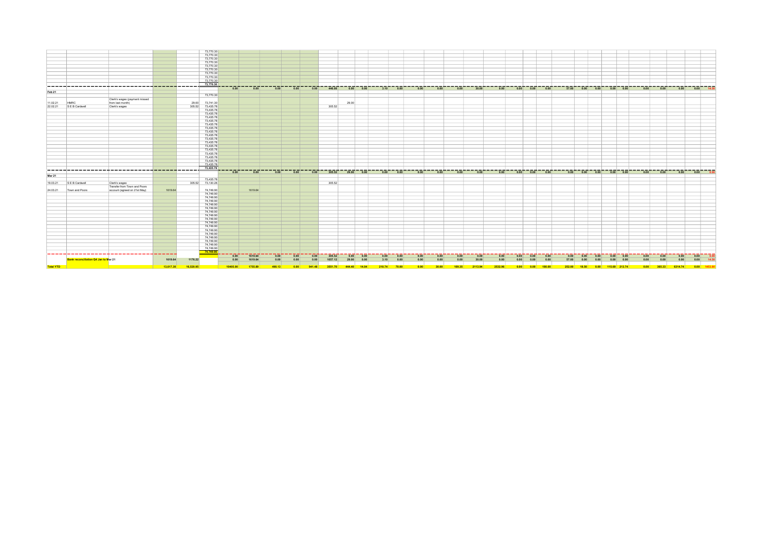| | | | | | | | | | | | | | | | | | | | | | | | | | | | | | | | | | |
|---|---|---|---|---|---|---|---|---|---|---|---|---|---|---|---|---|---|---|---|---|---|---|---|---|---|---|---|---|---|---|---|---|---|
| | | | | | 73,770.30 | | | | | | | | | | | | | | | | | | | | | | | | | | | | |
| | | | | | 73,770.30 | | | | | | | | | | | | | | | | | | | | | | | | | | | | |
| | | | | | 73,770.30 | | | | | | | | | | | | | | | | | | | | | | | | | | | | |
| | | | | | 73,770.30 | | | | | | | | | | | | | | | | | | | | | | | | | | | | |
| | | | | | 73,770.30 | | | | | | | | | | | | | | | | | | | | | | | | | | | | |
| | | | | | 73,770.30 | | | | | | | | | | | | | | | | | | | | | | | | | | | | |
| | | | | | 73,770.30 | | | | | | | | | | | | | | | | | | | | | | | | | | | | |
| | | | | | 73,770.30 | | | | | | | | | | | | | | | | | | | | | | | | | | | | |
| | | | | | 73,770.30 | | | | | | | | | | | | | | | | | | | | | | | | | | | | |
| | | | | | **73,770.30** | | | | | | | | | | | | | | | | | | | | | | | | | | | | |
| | | | | | | 0.00 | 0.00 | 0.00 | 0.00 | 0.00 | 446.08 | 0.00 | 0.00 | 3.10 | 0.00 | 0.00 | 0.00 | 0.00 | 30.00 | 0.00 | 0.00 | 0.00 | 0.00 | 57.00 | 0.00 | 0.00 | 0.00 | 0.00 | 0.00 | 0.00 | 0.00 | 0.00 | 14.58 |
| **Feb 21** | | | | | | | | | | | | | | | | | | | | | | | | | | | | | | | | | |
| | | | | | 73,770.30 | | | | | | | | | | | | | | | | | | | | | | | | | | | | |
| 11.02.21 | HMRC | Clerk's wages (payment missed from last month) | | 29.00 | 73,741.30 | | | | | | | 29.00 | | | | | | | | | | | | | | | | | | | | | |
| 22.02.21 | S E B Cardwell | Clerk's wages | | 305.52 | 73,435.78 | | | | | | 305.52 | | | | | | | | | | | | | | | | | | | | | | |
| | | | | | 73,435.78 | | | | | | | | | | | | | | | | | | | | | | | | | | | | |
| | | | | | 73,435.78 | | | | | | | | | | | | | | | | | | | | | | | | | | | | |
| | | | | | 73,435.78 | | | | | | | | | | | | | | | | | | | | | | | | | | | | |
| | | | | | 73,435.78 | | | | | | | | | | | | | | | | | | | | | | | | | | | | |
| | | | | | 73,435.78 | | | | | | | | | | | | | | | | | | | | | | | | | | | | |
| | | | | | 73,435.78 | | | | | | | | | | | | | | | | | | | | | | | | | | | | |
| | | | | | 73,435.78 | | | | | | | | | | | | | | | | | | | | | | | | | | | | |
| | | | | | 73,435.78 | | | | | | | | | | | | | | | | | | | | | | | | | | | | |
| | | | | | 73,435.78 | | | | | | | | | | | | | | | | | | | | | | | | | | | | |
| | | | | | 73,435.78 | | | | | | | | | | | | | | | | | | | | | | | | | | | | |
| | | | | | 73,435.78 | | | | | | | | | | | | | | | | | | | | | | | | | | | | |
| | | | | | 73,435.78 | | | | | | | | | | | | | | | | | | | | | | | | | | | | |
| | | | | | 73,435.78 | | | | | | | | | | | | | | | | | | | | | | | | | | | | |
| | | | | | 73,435.78 | | | | | | | | | | | | | | | | | | | | | | | | | | | | |
| | | | | | 73,435.78 | | | | | | | | | | | | | | | | | | | | | | | | | | | | |
| | | | | | 73,435.78 | | | | | | | | | | | | | | | | | | | | | | | | | | | | |
| | | | | | **73,435.78** | | | | | | | | | | | | | | | | | | | | | | | | | | | | |
| | | | | | | 0.00 | 0.00 | 0.00 | 0.00 | 0.00 | 305.52 | 29.00 | 0.00 | 0.00 | 0.00 | 0.00 | 0.00 | 0.00 | 0.00 | 0.00 | 0.00 | 0.00 | 0.00 | 0.00 | 0.00 | 0.00 | 0.00 | 0.00 | 0.00 | 0.00 | 0.00 | 0.00 | 0.00 |
| **Mar 21** | | | | | | | | | | | | | | | | | | | | | | | | | | | | | | | | | |
| | | | | | 73,435.78 | | | | | | | | | | | | | | | | | | | | | | | | | | | | |
| 19.03.21 | S E B Cardwell | Clerk's wages | | 305.52 | 73,130.26 | | | | | | 305.52 | | | | | | | | | | | | | | | | | | | | | | |
| 24.03.21 | Town and Poors | Transfer from Town and Poors account (agreed on 21st May) | 1619.64 | | 74,749.90 | | 1619.64 | | | | | | | | | | | | | | | | | | | | | | | | | | |
| | | | | | 74,749.90 | | | | | | | | | | | | | | | | | | | | | | | | | | | | |
| | | | | | 74,749.90 | | | | | | | | | | | | | | | | | | | | | | | | | | | | |
| | | | | | 74,749.90 | | | | | | | | | | | | | | | | | | | | | | | | | | | | |
| | | | | | 74,749.90 | | | | | | | | | | | | | | | | | | | | | | | | | | | | |
| | | | | | 74,749.90 | | | | | | | | | | | | | | | | | | | | | | | | | | | | |
| | | | | | 74,749.90 | | | | | | | | | | | | | | | | | | | | | | | | | | | | |
| | | | | | 74,749.90 | | | | | | | | | | | | | | | | | | | | | | | | | | | | |
| | | | | | 74,749.90 | | | | | | | | | | | | | | | | | | | | | | | | | | | | |
| | | | | | 74,749.90 | | | | | | | | | | | | | | | | | | | | | | | | | | | | |
| | | | | | 74,749.90 | | | | | | | | | | | | | | | | | | | | | | | | | | | | |
| | | | | | 74,749.90 | | | | | | | | | | | | | | | | | | | | | | | | | | | | |
| | | | | | 74,749.90 | | | | | | | | | | | | | | | | | | | | | | | | | | | | |
| | | | | | 74,749.90 | | | | | | | | | | | | | | | | | | | | | | | | | | | | |
| | | | | | 74,749.90 | | | | | | | | | | | | | | | | | | | | | | | | | | | | |
| | | | | | 74,749.90 | | | | | | | | | | | | | | | | | | | | | | | | | | | | |
| | | | | | **74,749.90** | | | | | | | | | | | | | | | | | | | | | | | | | | | | |
| | | | | | | 0.00 | 1619.64 | 0.00 | 0.00 | 0.00 | 305.52 | 0.00 | 0.00 | 0.00 | 0.00 | 0.00 | 0.00 | 0.00 | 0.00 | 0.00 | 0.00 | 0.00 | 0.00 | 0.00 | 0.00 | 0.00 | 0.00 | 0.00 | 0.00 | 0.00 | 0.00 | 0.00 | 0.00 |
| | **Bank reconciliation Q4 Jan to Mar 21** | | 1619.64 | 1176.22 | | 0.00 | 1619.64 | 0.00 | 0.00 | 0.00 | 1057.12 | 29.00 | 0.00 | 3.10 | 0.00 | 0.00 | 0.00 | 0.00 | 30.00 | 0.00 | 0.00 | 0.00 | 0.00 | 57.00 | 0.00 | 0.00 | 0.00 | 0.00 | 0.00 | 0.00 | 0.00 | 0.00 | 14.58 |
| **Total YTD** | | | 13,617.30 | 16,520.95 | | 10405.00 | 1755.89 | 490.13 | 0.00 | 941.48 | 3551.70 | 444.40 | 14.04 | 210.74 | 70.00 | 0.00 | 30.00 | 109.35 | 2113.94 | 2532.96 | 0.00 | 0.00 | 100.00 | 252.00 | 18.50 | 0.00 | 115.69 | 213.74 | 0.00 | 365.33 | 6314.74 | 0.00 | 1453.66 |